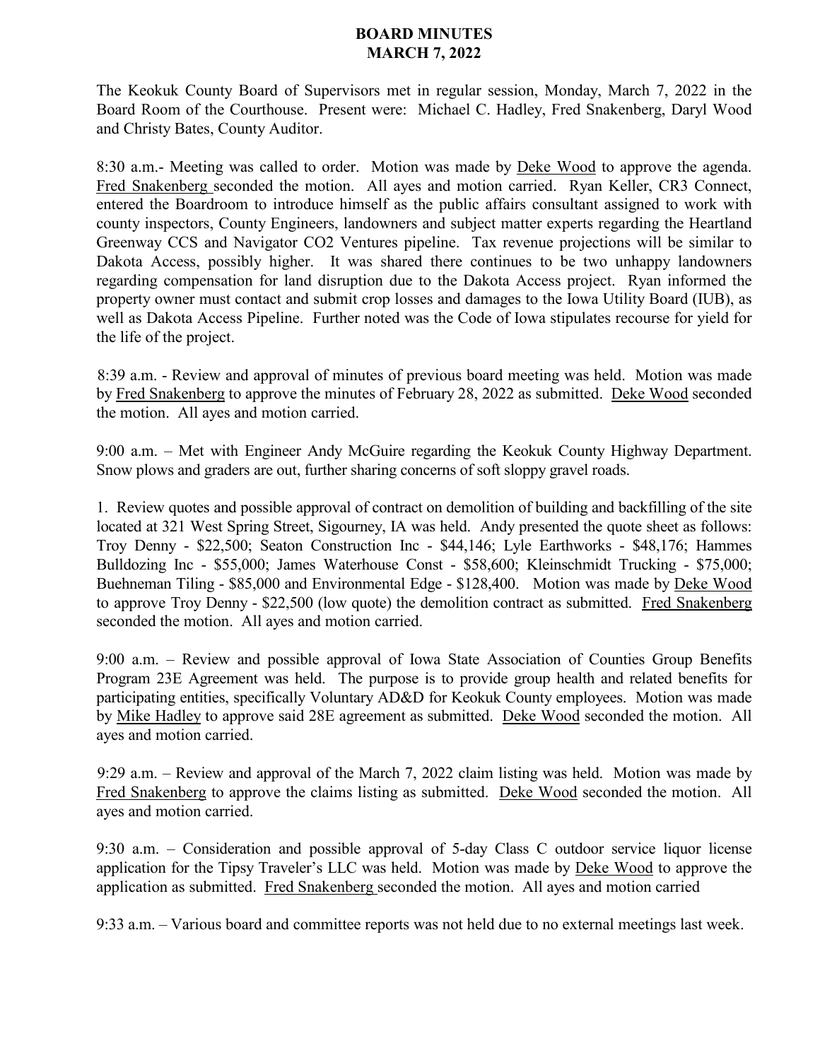**BOARD MINUTES**
**MARCH 7, 2022**

The Keokuk County Board of Supervisors met in regular session, Monday, March 7, 2022 in the Board Room of the Courthouse. Present were: Michael C. Hadley, Fred Snakenberg, Daryl Wood and Christy Bates, County Auditor.

8:30 a.m.- Meeting was called to order. Motion was made by Deke Wood to approve the agenda. Fred Snakenberg seconded the motion. All ayes and motion carried. Ryan Keller, CR3 Connect, entered the Boardroom to introduce himself as the public affairs consultant assigned to work with county inspectors, County Engineers, landowners and subject matter experts regarding the Heartland Greenway CCS and Navigator CO2 Ventures pipeline. Tax revenue projections will be similar to Dakota Access, possibly higher. It was shared there continues to be two unhappy landowners regarding compensation for land disruption due to the Dakota Access project. Ryan informed the property owner must contact and submit crop losses and damages to the Iowa Utility Board (IUB), as well as Dakota Access Pipeline. Further noted was the Code of Iowa stipulates recourse for yield for the life of the project.

8:39 a.m. - Review and approval of minutes of previous board meeting was held. Motion was made by Fred Snakenberg to approve the minutes of February 28, 2022 as submitted. Deke Wood seconded the motion. All ayes and motion carried.

9:00 a.m. – Met with Engineer Andy McGuire regarding the Keokuk County Highway Department. Snow plows and graders are out, further sharing concerns of soft sloppy gravel roads.

1. Review quotes and possible approval of contract on demolition of building and backfilling of the site located at 321 West Spring Street, Sigourney, IA was held. Andy presented the quote sheet as follows: Troy Denny - \$22,500; Seaton Construction Inc - \$44,146; Lyle Earthworks - \$48,176; Hammes Bulldozing Inc - \$55,000; James Waterhouse Const - \$58,600; Kleinschmidt Trucking - \$75,000; Buehneman Tiling - \$85,000 and Environmental Edge - \$128,400. Motion was made by Deke Wood to approve Troy Denny - \$22,500 (low quote) the demolition contract as submitted. Fred Snakenberg seconded the motion. All ayes and motion carried.

9:00 a.m. – Review and possible approval of Iowa State Association of Counties Group Benefits Program 23E Agreement was held. The purpose is to provide group health and related benefits for participating entities, specifically Voluntary AD&D for Keokuk County employees. Motion was made by Mike Hadley to approve said 28E agreement as submitted. Deke Wood seconded the motion. All ayes and motion carried.

9:29 a.m. – Review and approval of the March 7, 2022 claim listing was held. Motion was made by Fred Snakenberg to approve the claims listing as submitted. Deke Wood seconded the motion. All ayes and motion carried.

9:30 a.m. – Consideration and possible approval of 5-day Class C outdoor service liquor license application for the Tipsy Traveler's LLC was held. Motion was made by Deke Wood to approve the application as submitted. Fred Snakenberg seconded the motion. All ayes and motion carried

9:33 a.m. – Various board and committee reports was not held due to no external meetings last week.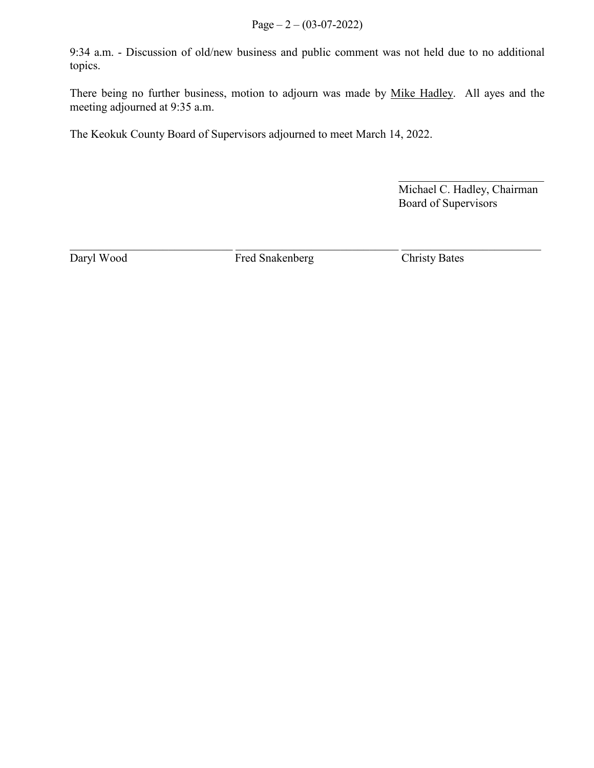9:34 a.m. - Discussion of old/new business and public comment was not held due to no additional topics.

There being no further business, motion to adjourn was made by <u>Mike Hadley</u>. All ayes and the meeting adjourned at 9:35 a.m.

The Keokuk County Board of Supervisors adjourned to meet March 14, 2022.

\_\_\_\_\_\_\_\_\_\_\_\_\_\_\_\_\_\_\_\_\_\_\_\_\_\_
Michael C. Hadley, Chairman
Board of Supervisors

| | | |
|---|---|---|
| \_\_\_\_\_\_\_\_\_\_\_\_\_\_\_\_\_\_\_\_ | \_\_\_\_\_\_\_\_\_\_\_\_\_\_\_\_\_\_\_\_ | \_\_\_\_\_\_\_\_\_\_\_\_\_\_\_\_\_\_\_\_ |
| Daryl Wood | Fred Snakenberg | Christy Bates |